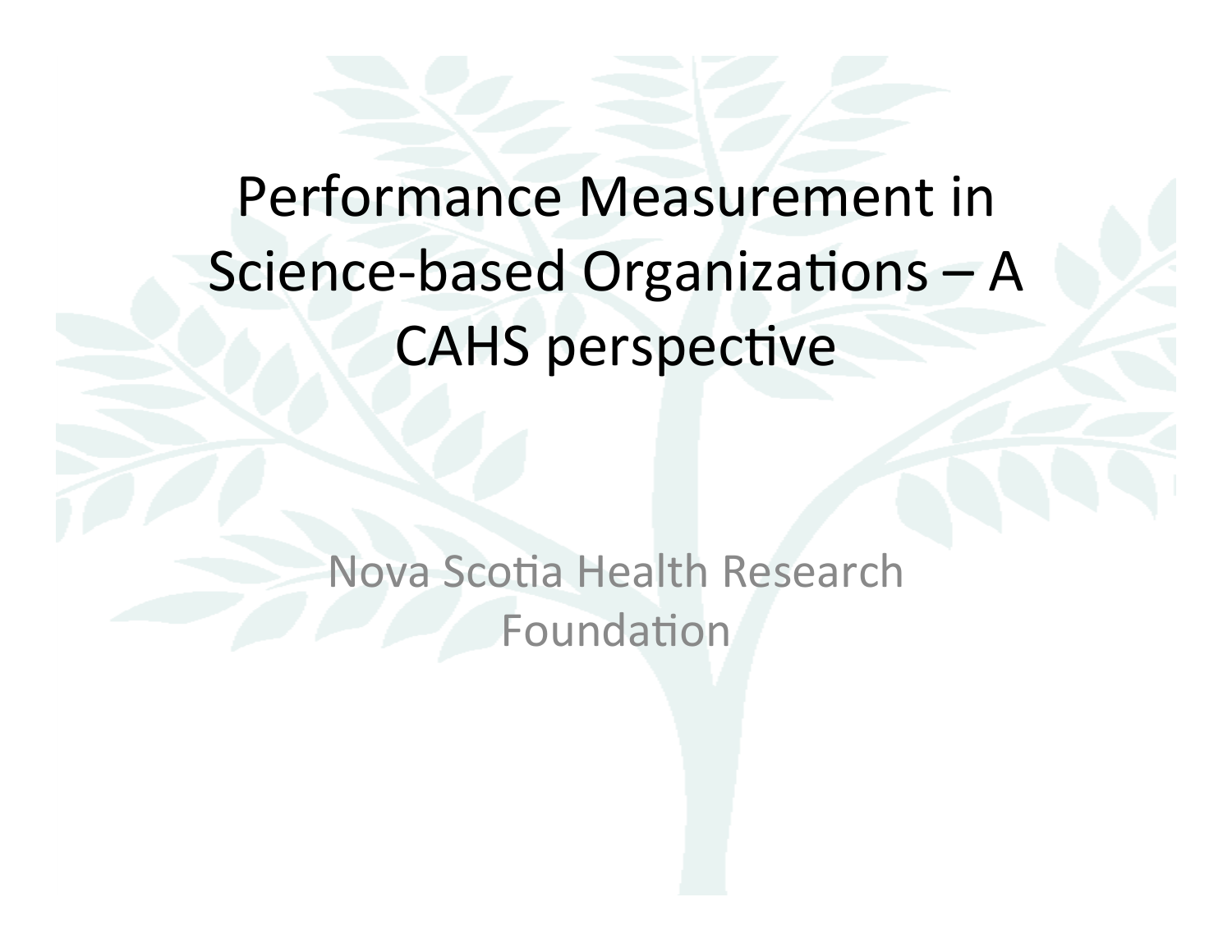# Performance Measurement in Science-based Organizations – A CAHS perspective

Nova Scotia Health Research Foundation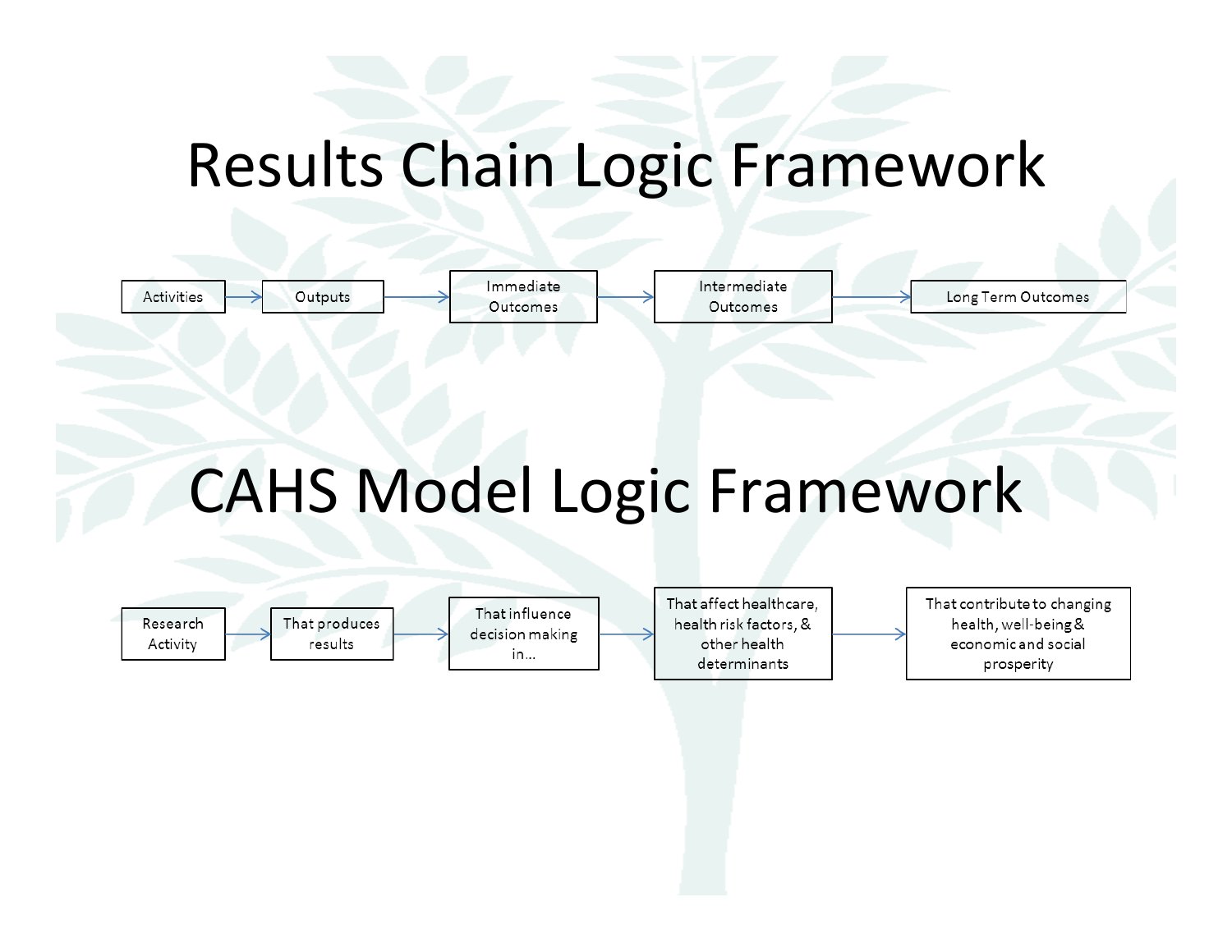# Results Chain Logic Framework

Activities → Outputs → Immediate Outcomes → Intermediate Outcomes → Long Term Outcomes

# CAHS Model Logic Framework

Research Activity → That produces results → That influence decision making in… → That affect healthcare, health risk factors, & other health determinants → That contribute to changing health, well-being & economic and social prosperity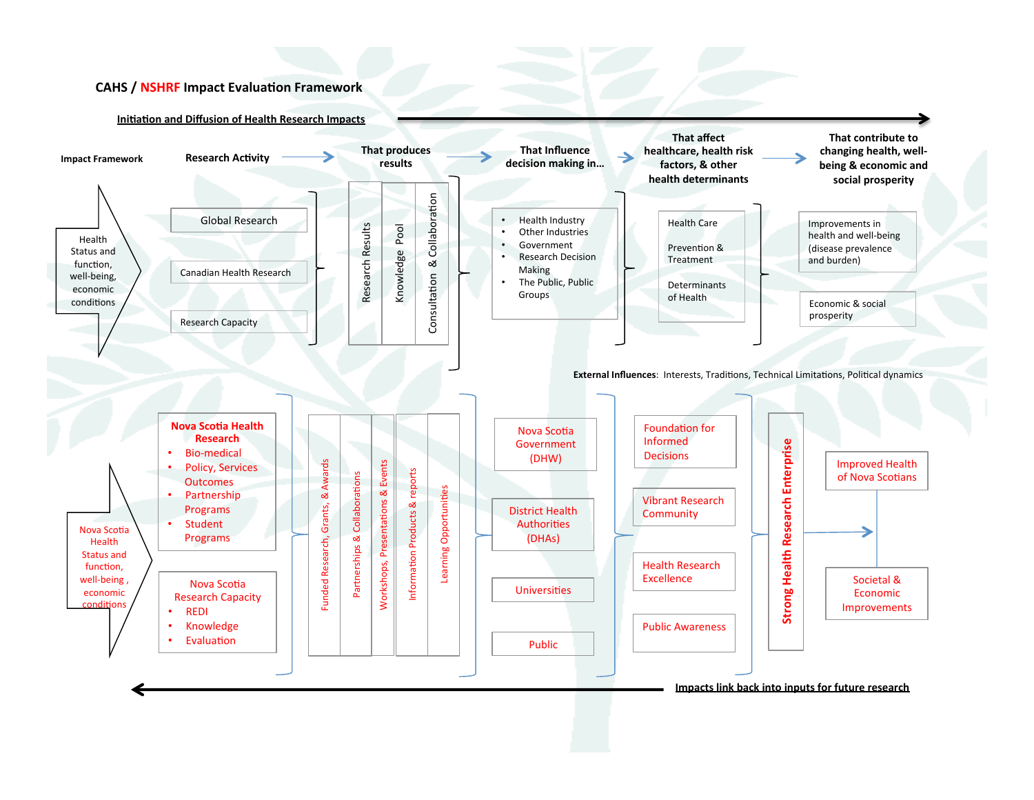# CAHS / NSHRF Impact Evaluation Framework

**Initiation and Diffusion of Health Research Impacts** →

**Impact Framework**

| Research Activity | That produces results | That Influence decision making in… | That affect healthcare, health risk factors, & other health determinants | That contribute to changing health, well-being & economic and social prosperity |
|---|---|---|---|---|
| Global Research<br>Canadian Health Research<br>Research Capacity | Research Results<br>Knowledge Pool<br>Consultation & Collaboration | • Health Industry<br>• Other Industries<br>• Government<br>• Research Decision Making<br>• The Public, Public Groups | Health Care<br>Prevention & Treatment<br>Determinants of Health | Improvements in health and well-being (disease prevalence and burden)<br>Economic & social prosperity |

Input: Health Status and function, well-being, economic conditions

**External Influences:** Interests, Traditions, Technical Limitations, Political dynamics

Input: Nova Scotia Health Status and function, well-being , economic conditions

| | | | | | |
|---|---|---|---|---|---|
| **Nova Scotia Health Research**<br>• Bio-medical<br>• Policy, Services Outcomes<br>• Partnership Programs<br>• Student Programs<br><br>Nova Scotia Research Capacity<br>• REDI<br>• Knowledge<br>• Evaluation | Funded Research, Grants, & Awards<br>Partnerships & Collaborations<br>Workshops, Presentations & Events<br>Information Products & reports<br>Learning Opportunities | Nova Scotia Government (DHW)<br>District Health Authorities (DHAs)<br>Universities<br>Public | Foundation for Informed Decisions<br>Vibrant Research Community<br>Health Research Excellence<br>Public Awareness | **Strong Health Research Enterprise** | Improved Health of Nova Scotians<br>Societal & Economic Improvements |

← **Impacts link back into inputs for future research**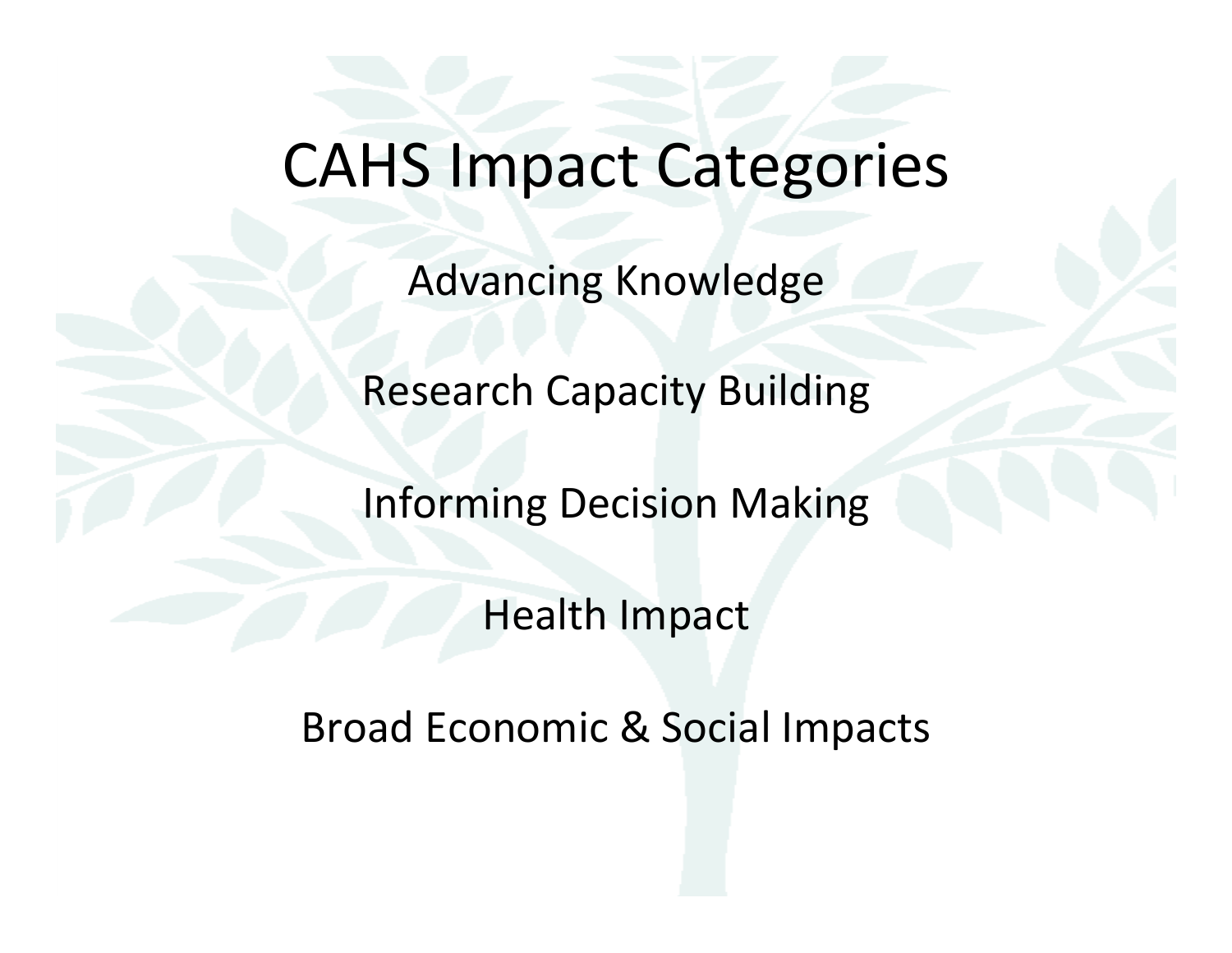# CAHS Impact Categories

Advancing Knowledge

Research Capacity Building

Informing Decision Making

Health Impact

Broad Economic & Social Impacts